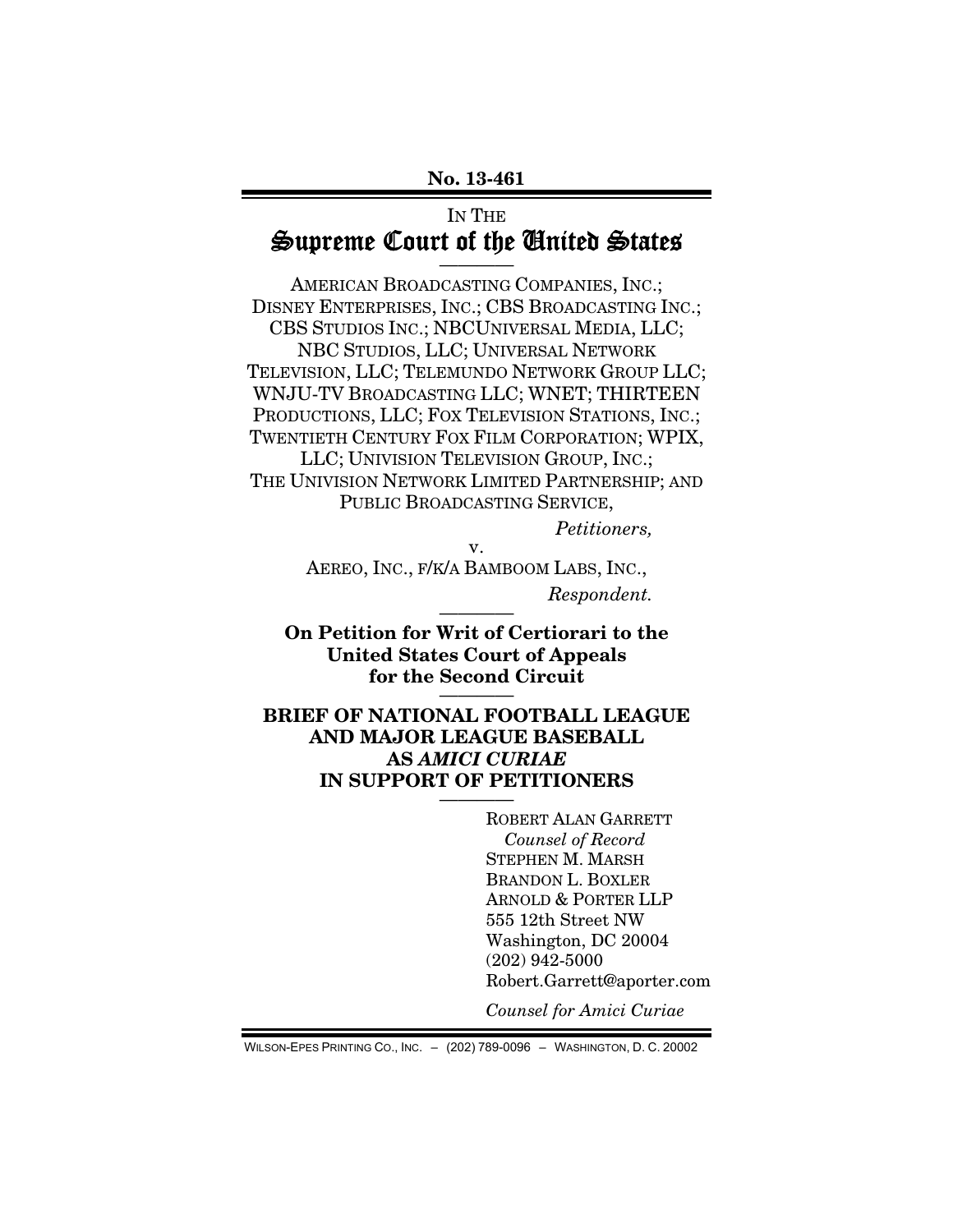No. 13-461

IN THE

# Supreme Court of the United States

---

AMERICAN BROADCASTING COMPANIES, INC.; DISNEY ENTERPRISES, INC.; CBS BROADCASTING INC.; CBS STUDIOS INC.; NBCUNIVERSAL MEDIA, LLC; NBC STUDIOS, LLC; UNIVERSAL NETWORK TELEVISION, LLC; TELEMUNDO NETWORK GROUP LLC; WNJU-TV BROADCASTING LLC; WNET; THIRTEEN PRODUCTIONS, LLC; FOX TELEVISION STATIONS, INC.; TWENTIETH CENTURY FOX FILM CORPORATION; WPIX, LLC; UNIVISION TELEVISION GROUP, INC.; THE UNIVISION NETWORK LIMITED PARTNERSHIP; AND PUBLIC BROADCASTING SERVICE,

*Petitioners,*

v.

AEREO, INC., F/K/A BAMBOOM LABS, INC.,

*Respondent.*

---

**On Petition for Writ of Certiorari to the United States Court of Appeals for the Second Circuit**

---

**BRIEF OF NATIONAL FOOTBALL LEAGUE AND MAJOR LEAGUE BASEBALL AS *AMICI CURIAE* IN SUPPORT OF PETITIONERS**

---

ROBERT ALAN GARRETT
*Counsel of Record*
STEPHEN M. MARSH
BRANDON L. BOXLER
ARNOLD & PORTER LLP
555 12th Street NW
Washington, DC 20004
(202) 942-5000
Robert.Garrett@aporter.com

*Counsel for Amici Curiae*

WILSON-EPES PRINTING CO., INC. – (202) 789-0096 – WASHINGTON, D. C. 20002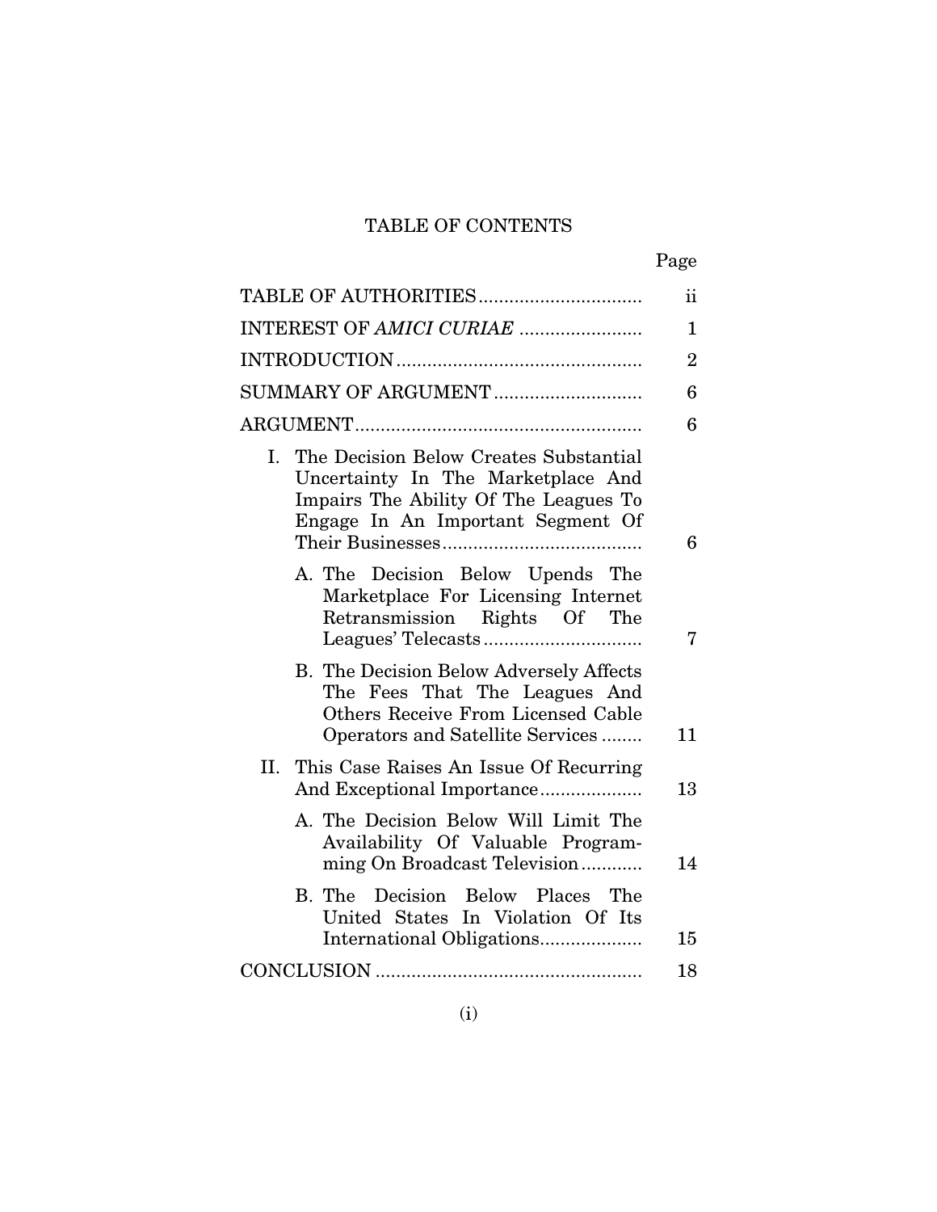# TABLE OF CONTENTS

| | Page |
|---|---|
| TABLE OF AUTHORITIES | ii |
| INTEREST OF *AMICI CURIAE* | 1 |
| INTRODUCTION | 2 |
| SUMMARY OF ARGUMENT | 6 |
| ARGUMENT | 6 |
| I. The Decision Below Creates Substantial Uncertainty In The Marketplace And Impairs The Ability Of The Leagues To Engage In An Important Segment Of Their Businesses | 6 |
| A. The Decision Below Upends The Marketplace For Licensing Internet Retransmission Rights Of The Leagues' Telecasts | 7 |
| B. The Decision Below Adversely Affects The Fees That The Leagues And Others Receive From Licensed Cable Operators and Satellite Services | 11 |
| II. This Case Raises An Issue Of Recurring And Exceptional Importance | 13 |
| A. The Decision Below Will Limit The Availability Of Valuable Programming On Broadcast Television | 14 |
| B. The Decision Below Places The United States In Violation Of Its International Obligations | 15 |
| CONCLUSION | 18 |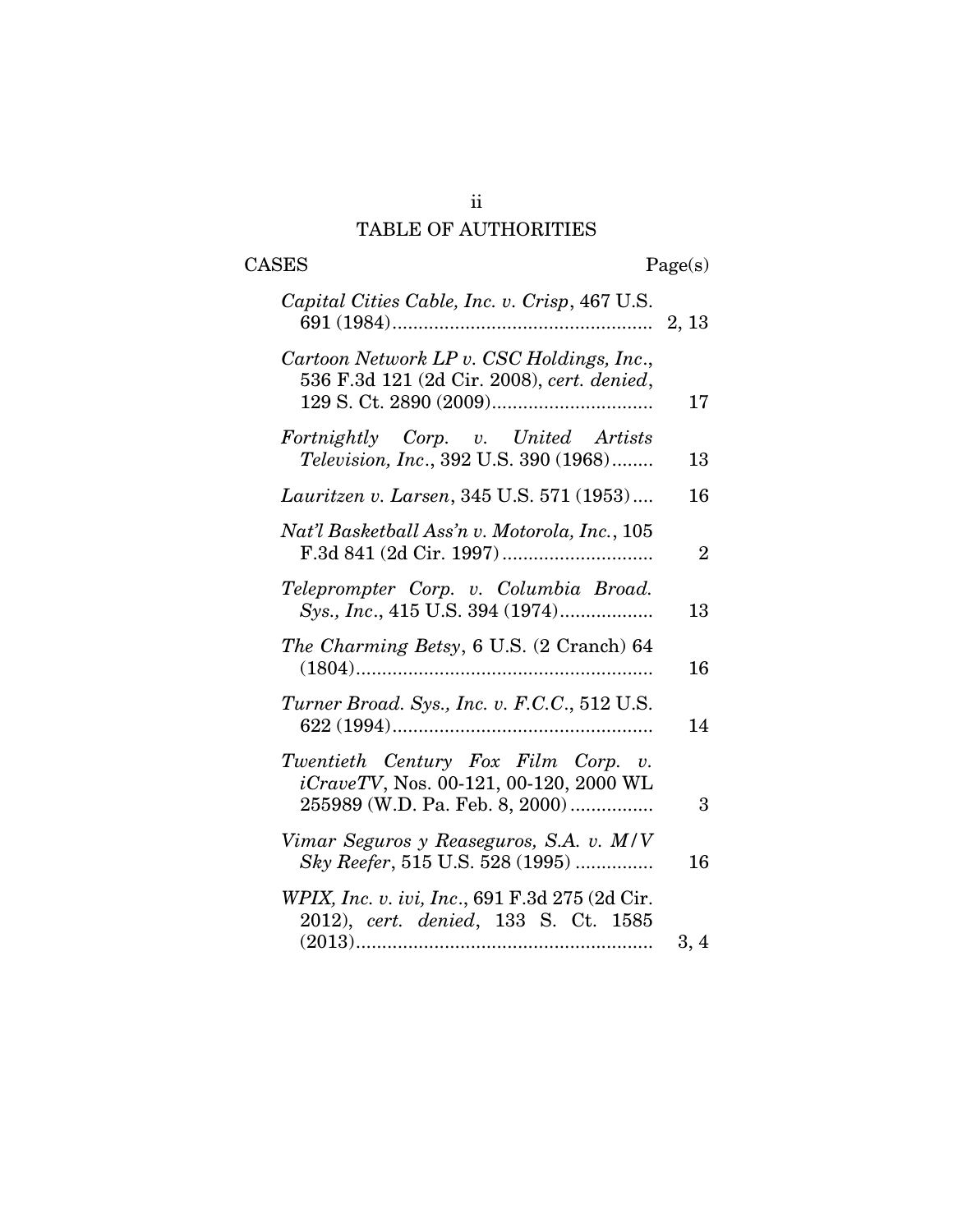# TABLE OF AUTHORITIES

| CASES | Page(s) |
|---|---|
| *Capital Cities Cable, Inc. v. Crisp*, 467 U.S. 691 (1984) | 2, 13 |
| *Cartoon Network LP v. CSC Holdings, Inc.*, 536 F.3d 121 (2d Cir. 2008), *cert. denied*, 129 S. Ct. 2890 (2009) | 17 |
| *Fortnightly Corp. v. United Artists Television, Inc.*, 392 U.S. 390 (1968) | 13 |
| *Lauritzen v. Larsen*, 345 U.S. 571 (1953) | 16 |
| *Nat'l Basketball Ass'n v. Motorola, Inc.*, 105 F.3d 841 (2d Cir. 1997) | 2 |
| *Teleprompter Corp. v. Columbia Broad. Sys., Inc.*, 415 U.S. 394 (1974) | 13 |
| *The Charming Betsy*, 6 U.S. (2 Cranch) 64 (1804) | 16 |
| *Turner Broad. Sys., Inc. v. F.C.C.*, 512 U.S. 622 (1994) | 14 |
| *Twentieth Century Fox Film Corp. v. iCraveTV*, Nos. 00-121, 00-120, 2000 WL 255989 (W.D. Pa. Feb. 8, 2000) | 3 |
| *Vimar Seguros y Reaseguros, S.A. v. M/V Sky Reefer*, 515 U.S. 528 (1995) | 16 |
| *WPIX, Inc. v. ivi, Inc.*, 691 F.3d 275 (2d Cir. 2012), *cert. denied*, 133 S. Ct. 1585 (2013) | 3, 4 |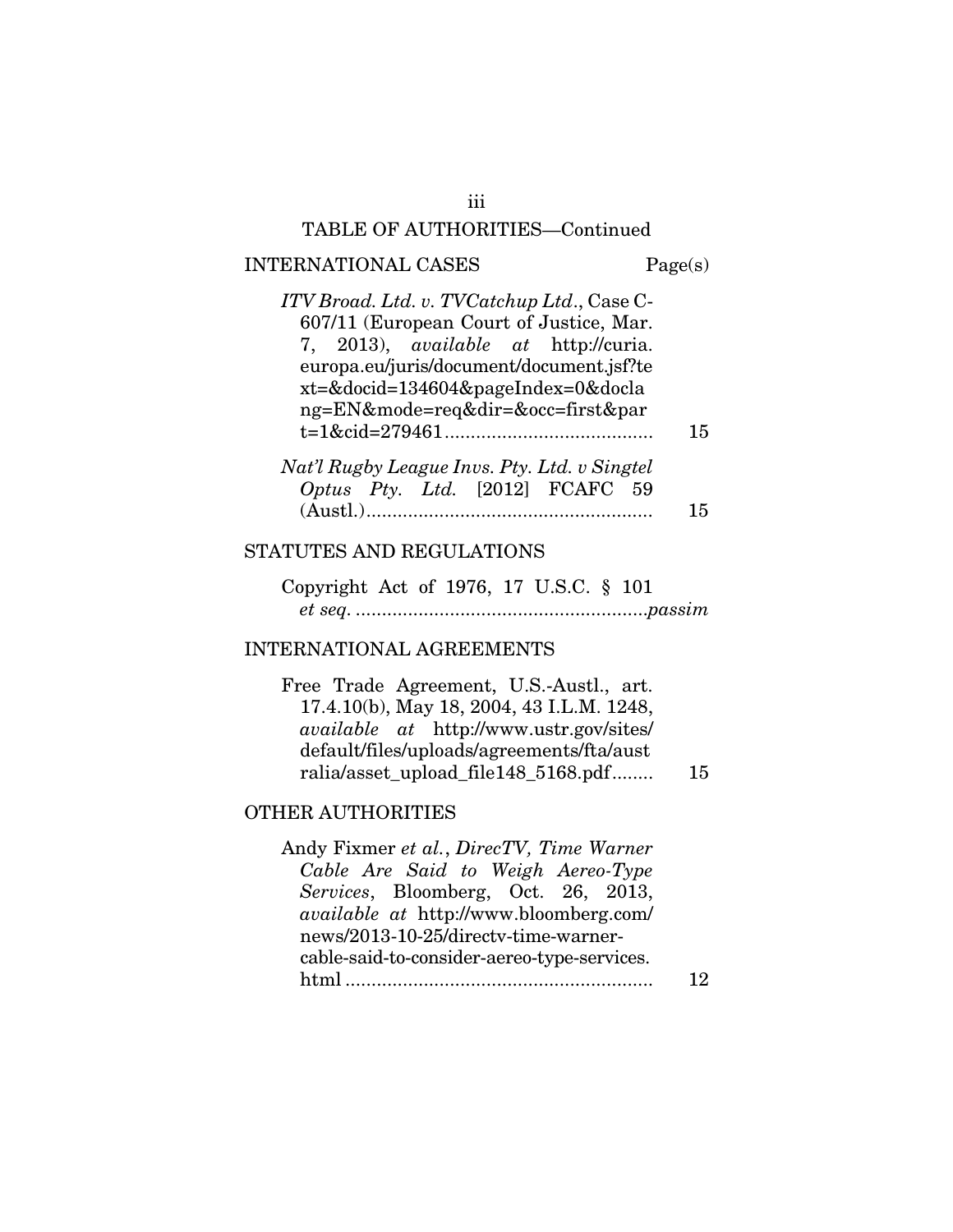## TABLE OF AUTHORITIES—Continued

### INTERNATIONAL CASES

| | Page(s) |
|---|---|
| *ITV Broad. Ltd. v. TVCatchup Ltd.*, Case C-607/11 (European Court of Justice, Mar. 7, 2013), *available at* http://curia.europa.eu/juris/document/document.jsf?text=&docid=134604&pageIndex=0&doclang=EN&mode=req&dir=&occ=first&part=1&cid=279461 | 15 |
| *Nat'l Rugby League Invs. Pty. Ltd. v Singtel Optus Pty. Ltd.* [2012] FCAFC 59 (Austl.) | 15 |

### STATUTES AND REGULATIONS

| | |
|---|---|
| Copyright Act of 1976, 17 U.S.C. § 101 *et seq.* | *passim* |

### INTERNATIONAL AGREEMENTS

| | |
|---|---|
| Free Trade Agreement, U.S.-Austl., art. 17.4.10(b), May 18, 2004, 43 I.L.M. 1248, *available at* http://www.ustr.gov/sites/default/files/uploads/agreements/fta/australia/asset_upload_file148_5168.pdf | 15 |

### OTHER AUTHORITIES

| | |
|---|---|
| Andy Fixmer *et al.*, *DirecTV, Time Warner Cable Are Said to Weigh Aereo-Type Services*, Bloomberg, Oct. 26, 2013, *available at* http://www.bloomberg.com/news/2013-10-25/directv-time-warner-cable-said-to-consider-aereo-type-services.html | 12 |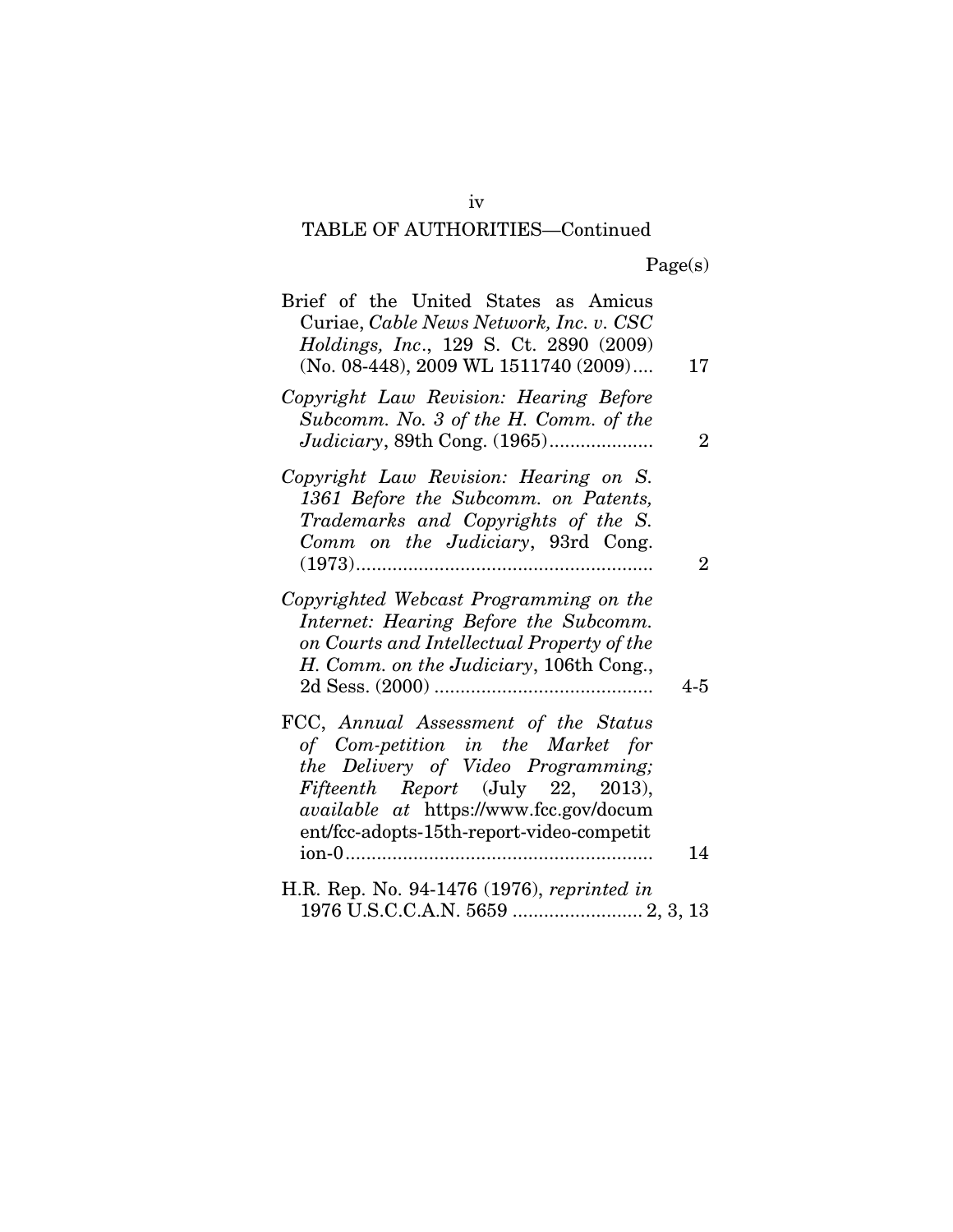TABLE OF AUTHORITIES—Continued

| | Page(s) |
|---|---|
| Brief of the United States as Amicus Curiae, *Cable News Network, Inc. v. CSC Holdings, Inc*., 129 S. Ct. 2890 (2009) (No. 08-448), 2009 WL 1511740 (2009).... | 17 |
| *Copyright Law Revision: Hearing Before Subcomm. No. 3 of the H. Comm. of the Judiciary*, 89th Cong. (1965).................... | 2 |
| *Copyright Law Revision: Hearing on S. 1361 Before the Subcomm. on Patents, Trademarks and Copyrights of the S. Comm on the Judiciary*, 93rd Cong. (1973)......................................................... | 2 |
| *Copyrighted Webcast Programming on the Internet: Hearing Before the Subcomm. on Courts and Intellectual Property of the H. Comm. on the Judiciary*, 106th Cong., 2d Sess. (2000) .......................................... | 4-5 |
| FCC, *Annual Assessment of the Status of Com-petition in the Market for the Delivery of Video Programming; Fifteenth Report* (July 22, 2013), *available at* https://www.fcc.gov/document/fcc-adopts-15th-report-video-competition-0........................................................... | 14 |
| H.R. Rep. No. 94-1476 (1976), *reprinted in* 1976 U.S.C.C.A.N. 5659 ......................... | 2, 3, 13 |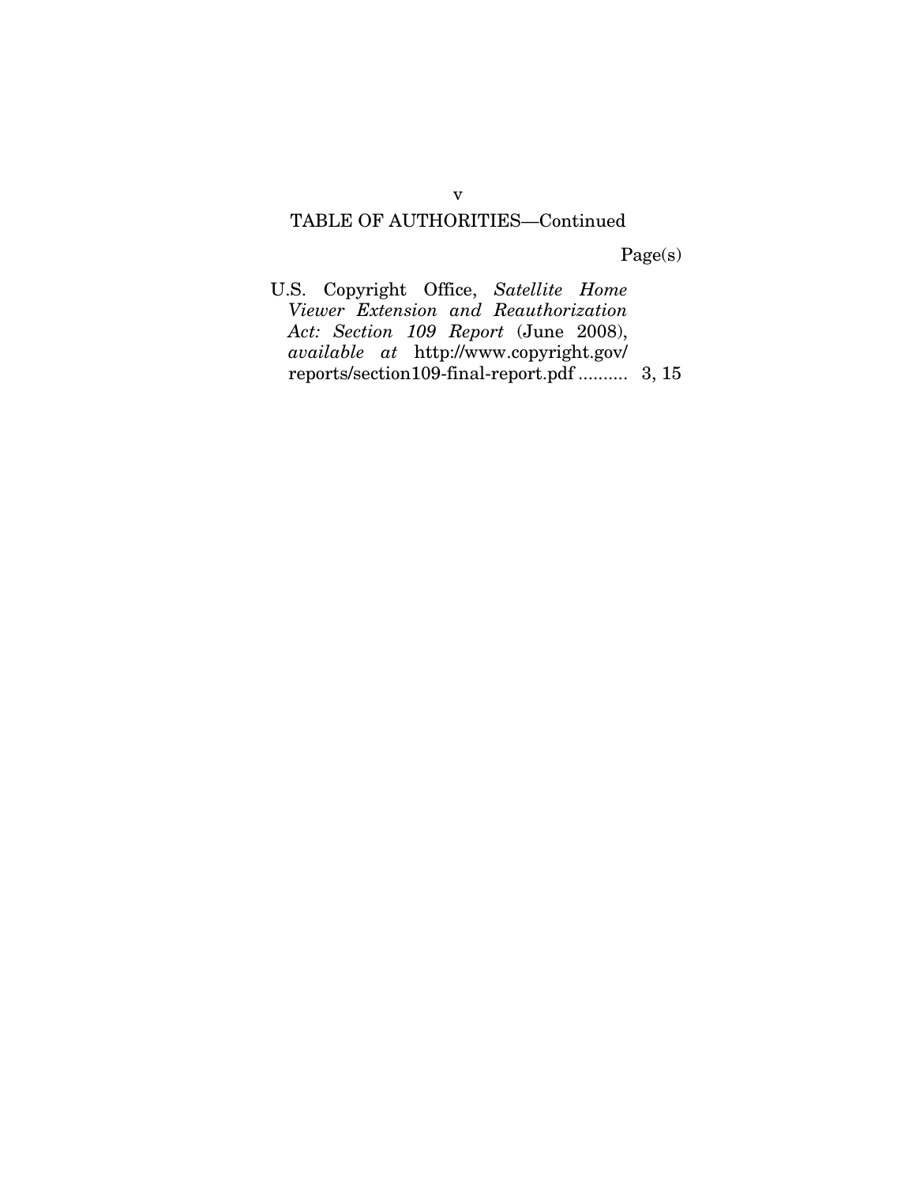TABLE OF AUTHORITIES—Continued

Page(s)

U.S. Copyright Office, *Satellite Home Viewer Extension and Reauthorization Act: Section 109 Report* (June 2008), *available at* http://www.copyright.gov/reports/section109-final-report.pdf .......... 3, 15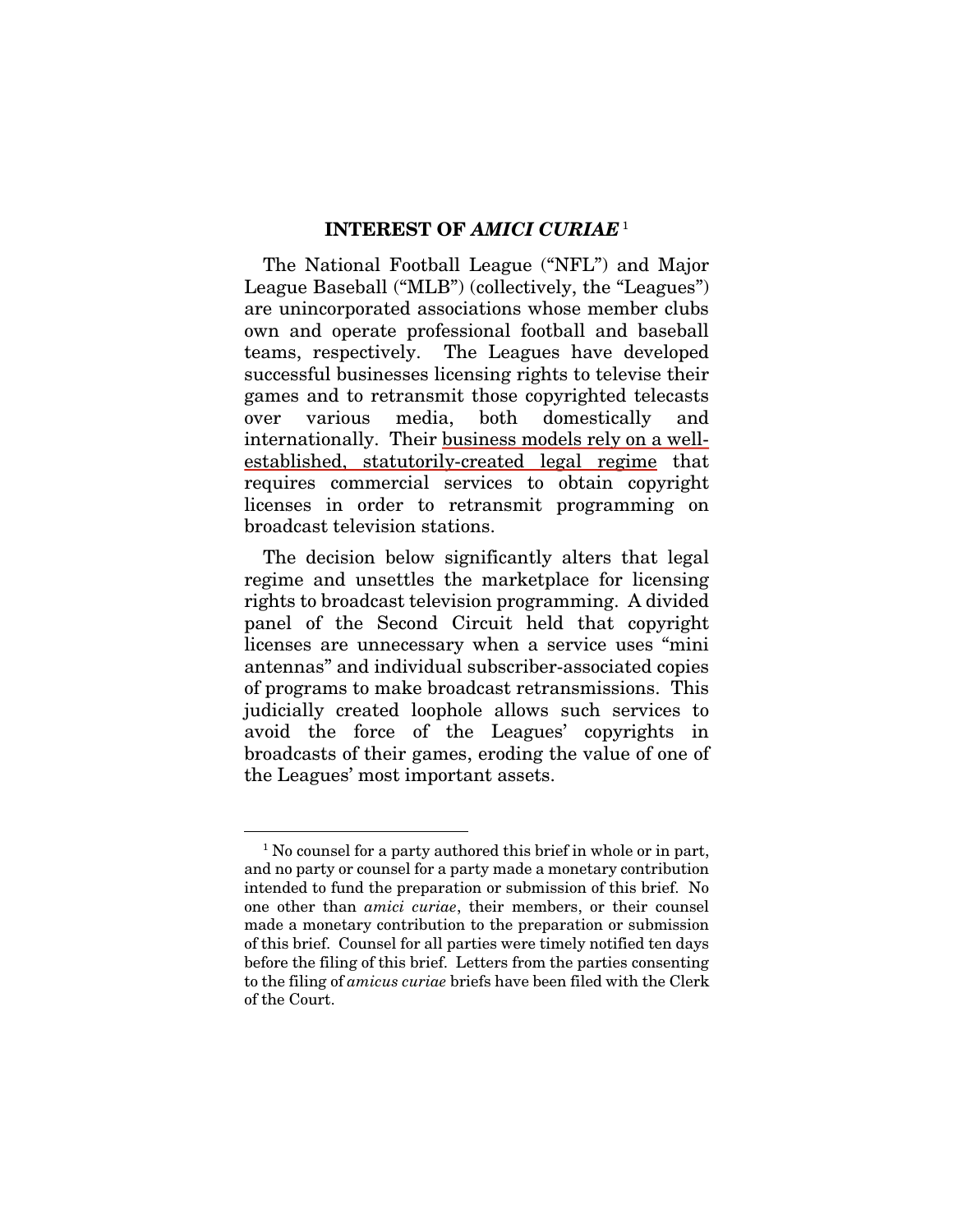## INTEREST OF *AMICI CURIAE*[1]

The National Football League ("NFL") and Major League Baseball ("MLB") (collectively, the "Leagues") are unincorporated associations whose member clubs own and operate professional football and baseball teams, respectively. The Leagues have developed successful businesses licensing rights to televise their games and to retransmit those copyrighted telecasts over various media, both domestically and internationally. Their business models rely on a well-established, statutorily-created legal regime that requires commercial services to obtain copyright licenses in order to retransmit programming on broadcast television stations.

The decision below significantly alters that legal regime and unsettles the marketplace for licensing rights to broadcast television programming. A divided panel of the Second Circuit held that copyright licenses are unnecessary when a service uses "mini antennas" and individual subscriber-associated copies of programs to make broadcast retransmissions. This judicially created loophole allows such services to avoid the force of the Leagues' copyrights in broadcasts of their games, eroding the value of one of the Leagues' most important assets.

---

[1] No counsel for a party authored this brief in whole or in part, and no party or counsel for a party made a monetary contribution intended to fund the preparation or submission of this brief. No one other than *amici curiae*, their members, or their counsel made a monetary contribution to the preparation or submission of this brief. Counsel for all parties were timely notified ten days before the filing of this brief. Letters from the parties consenting to the filing of *amicus curiae* briefs have been filed with the Clerk of the Court.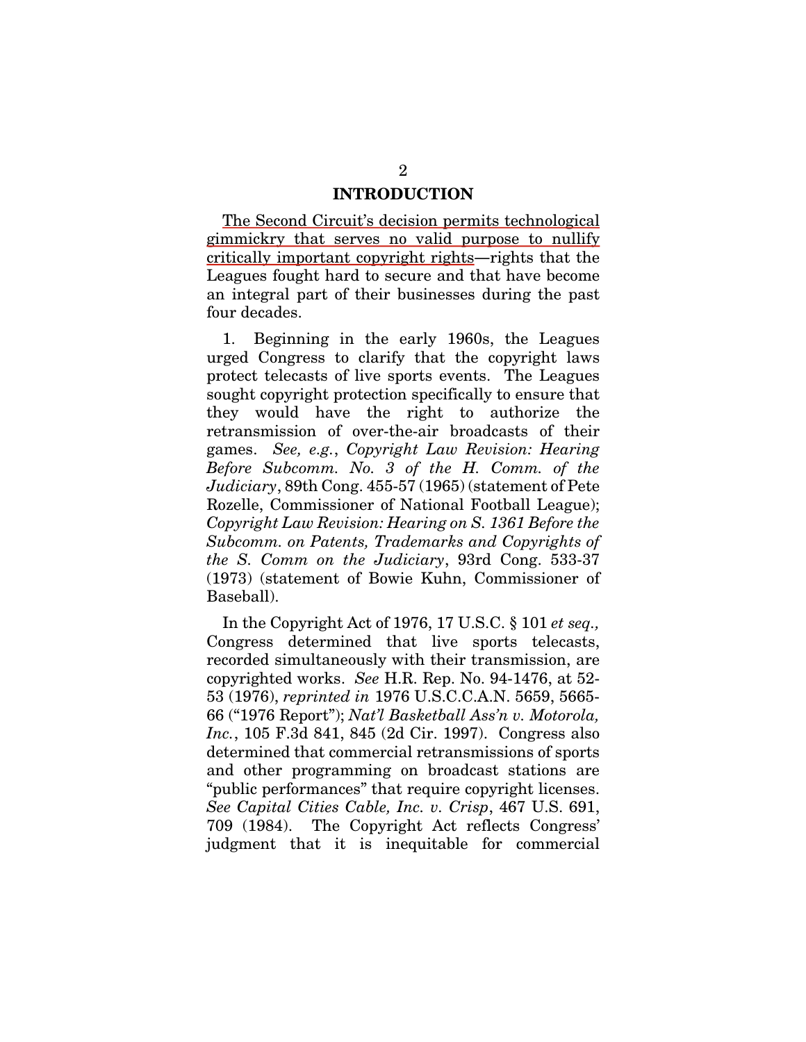## INTRODUCTION

The Second Circuit's decision permits technological gimmickry that serves no valid purpose to nullify critically important copyright rights—rights that the Leagues fought hard to secure and that have become an integral part of their businesses during the past four decades.

1. Beginning in the early 1960s, the Leagues urged Congress to clarify that the copyright laws protect telecasts of live sports events. The Leagues sought copyright protection specifically to ensure that they would have the right to authorize the retransmission of over-the-air broadcasts of their games. *See, e.g.*, *Copyright Law Revision: Hearing Before Subcomm. No. 3 of the H. Comm. of the Judiciary*, 89th Cong. 455-57 (1965) (statement of Pete Rozelle, Commissioner of National Football League); *Copyright Law Revision: Hearing on S. 1361 Before the Subcomm. on Patents, Trademarks and Copyrights of the S. Comm on the Judiciary*, 93rd Cong. 533-37 (1973) (statement of Bowie Kuhn, Commissioner of Baseball).

In the Copyright Act of 1976, 17 U.S.C. § 101 *et seq.,* Congress determined that live sports telecasts, recorded simultaneously with their transmission, are copyrighted works. *See* H.R. Rep. No. 94-1476, at 52-53 (1976), *reprinted in* 1976 U.S.C.C.A.N. 5659, 5665-66 ("1976 Report"); *Nat'l Basketball Ass'n v. Motorola, Inc.*, 105 F.3d 841, 845 (2d Cir. 1997). Congress also determined that commercial retransmissions of sports and other programming on broadcast stations are "public performances" that require copyright licenses. *See Capital Cities Cable, Inc. v. Crisp*, 467 U.S. 691, 709 (1984). The Copyright Act reflects Congress' judgment that it is inequitable for commercial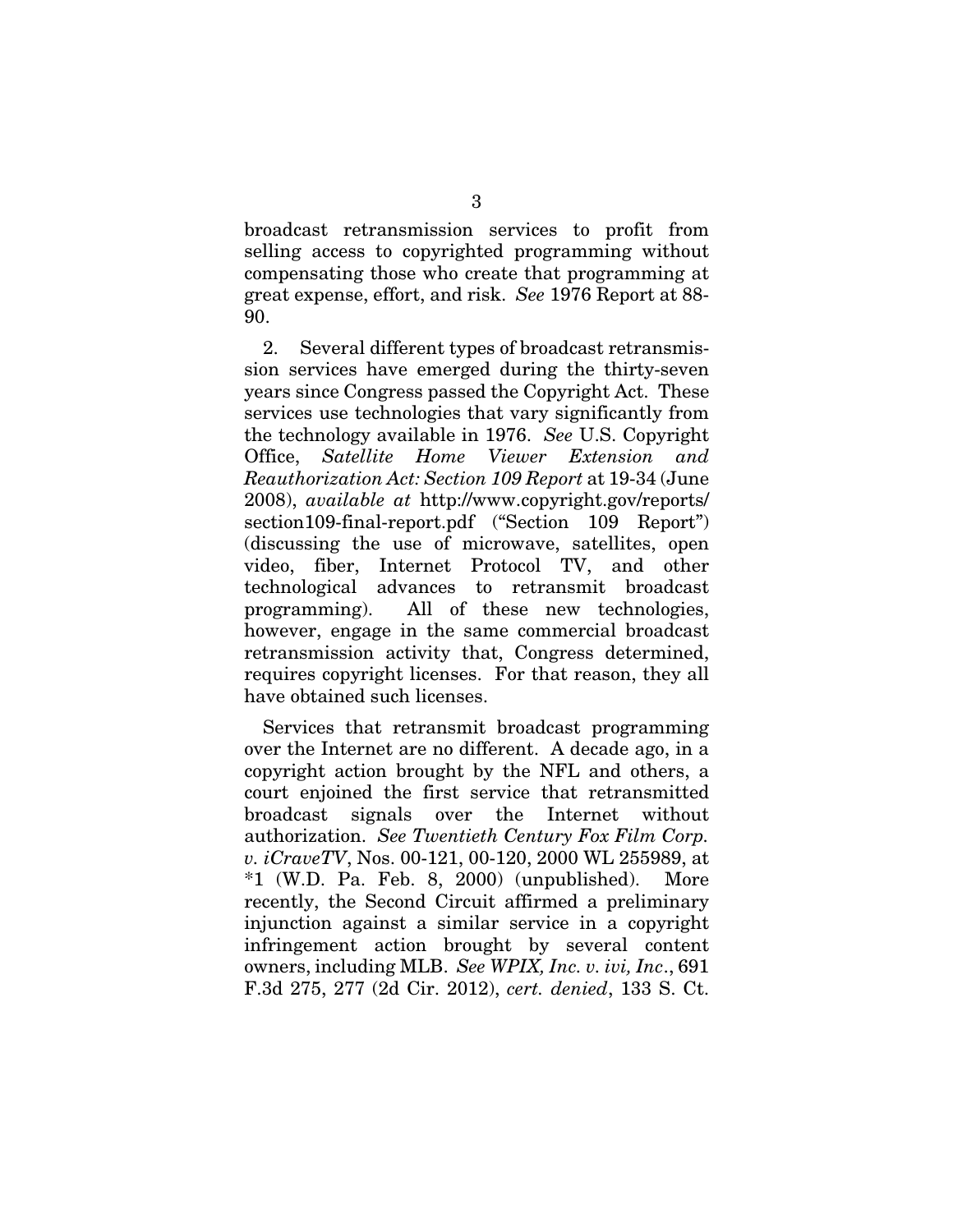broadcast retransmission services to profit from selling access to copyrighted programming without compensating those who create that programming at great expense, effort, and risk. *See* 1976 Report at 88-90.

2. Several different types of broadcast retransmission services have emerged during the thirty-seven years since Congress passed the Copyright Act. These services use technologies that vary significantly from the technology available in 1976. *See* U.S. Copyright Office, *Satellite Home Viewer Extension and Reauthorization Act: Section 109 Report* at 19-34 (June 2008), *available at* http://www.copyright.gov/reports/section109-final-report.pdf ("Section 109 Report") (discussing the use of microwave, satellites, open video, fiber, Internet Protocol TV, and other technological advances to retransmit broadcast programming). All of these new technologies, however, engage in the same commercial broadcast retransmission activity that, Congress determined, requires copyright licenses. For that reason, they all have obtained such licenses.

Services that retransmit broadcast programming over the Internet are no different. A decade ago, in a copyright action brought by the NFL and others, a court enjoined the first service that retransmitted broadcast signals over the Internet without authorization. *See Twentieth Century Fox Film Corp. v. iCraveTV*, Nos. 00-121, 00-120, 2000 WL 255989, at *1 (W.D. Pa. Feb. 8, 2000) (unpublished). More recently, the Second Circuit affirmed a preliminary injunction against a similar service in a copyright infringement action brought by several content owners, including MLB. *See WPIX, Inc. v. ivi, Inc*., 691 F.3d 275, 277 (2d Cir. 2012), *cert. denied*, 133 S. Ct.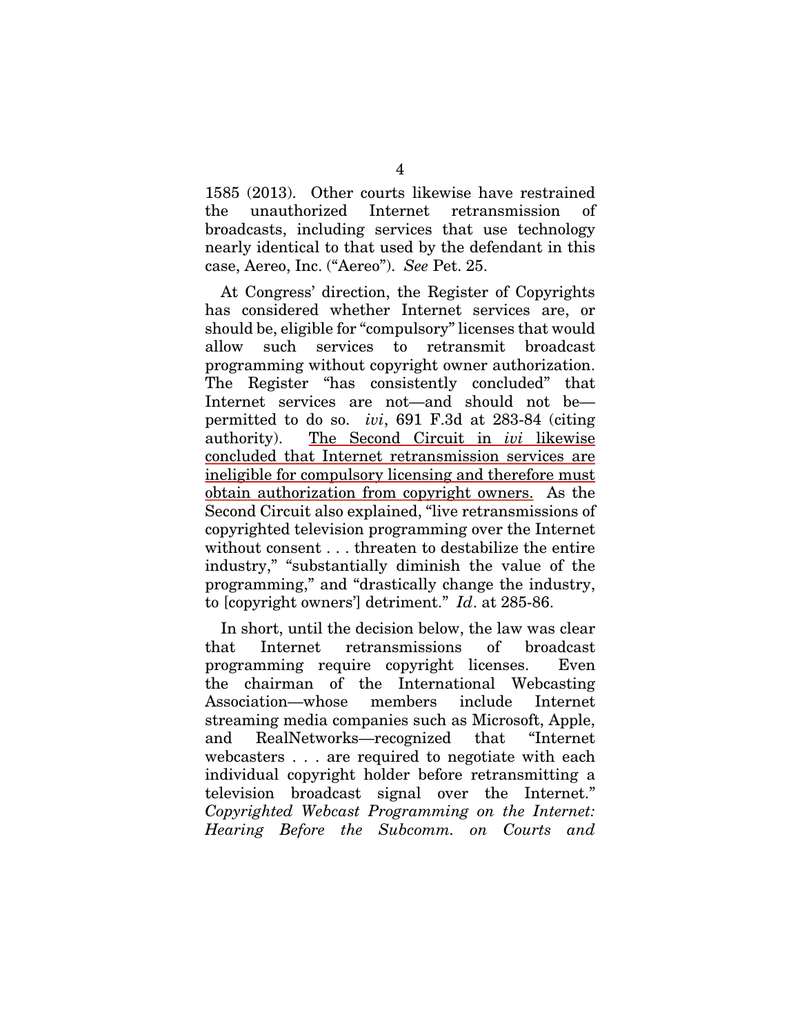1585 (2013). Other courts likewise have restrained the unauthorized Internet retransmission of broadcasts, including services that use technology nearly identical to that used by the defendant in this case, Aereo, Inc. ("Aereo"). *See* Pet. 25.

At Congress' direction, the Register of Copyrights has considered whether Internet services are, or should be, eligible for "compulsory" licenses that would allow such services to retransmit broadcast programming without copyright owner authorization. The Register "has consistently concluded" that Internet services are not—and should not be—permitted to do so. *ivi*, 691 F.3d at 283-84 (citing authority). The Second Circuit in *ivi* likewise concluded that Internet retransmission services are ineligible for compulsory licensing and therefore must obtain authorization from copyright owners. As the Second Circuit also explained, "live retransmissions of copyrighted television programming over the Internet without consent . . . threaten to destabilize the entire industry," "substantially diminish the value of the programming," and "drastically change the industry, to [copyright owners'] detriment." *Id*. at 285-86.

In short, until the decision below, the law was clear that Internet retransmissions of broadcast programming require copyright licenses. Even the chairman of the International Webcasting Association—whose members include Internet streaming media companies such as Microsoft, Apple, and RealNetworks—recognized that "Internet webcasters . . . are required to negotiate with each individual copyright holder before retransmitting a television broadcast signal over the Internet." *Copyrighted Webcast Programming on the Internet: Hearing Before the Subcomm. on Courts and*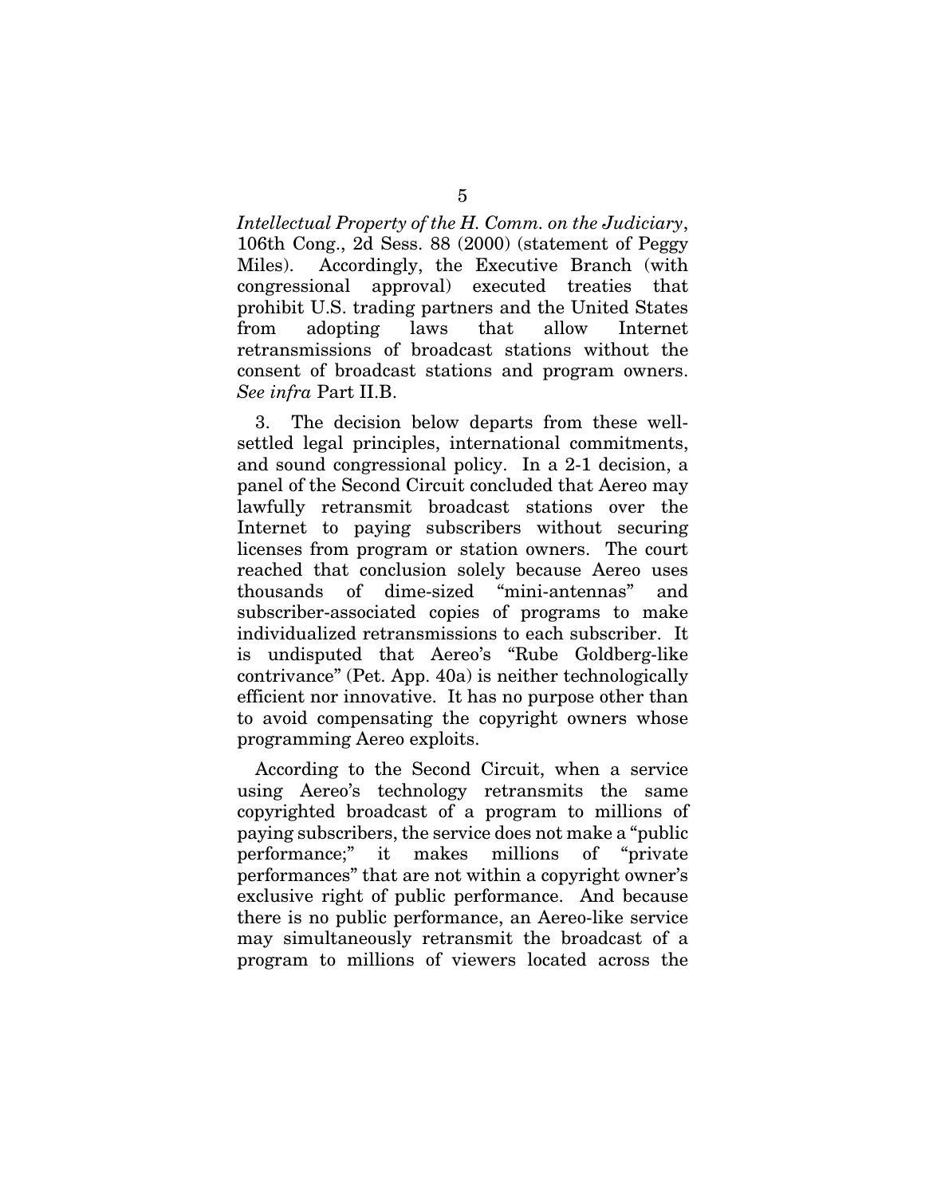*Intellectual Property of the H. Comm. on the Judiciary*, 106th Cong., 2d Sess. 88 (2000) (statement of Peggy Miles). Accordingly, the Executive Branch (with congressional approval) executed treaties that prohibit U.S. trading partners and the United States from adopting laws that allow Internet retransmissions of broadcast stations without the consent of broadcast stations and program owners. *See infra* Part II.B.

3. The decision below departs from these well-settled legal principles, international commitments, and sound congressional policy. In a 2-1 decision, a panel of the Second Circuit concluded that Aereo may lawfully retransmit broadcast stations over the Internet to paying subscribers without securing licenses from program or station owners. The court reached that conclusion solely because Aereo uses thousands of dime-sized "mini-antennas" and subscriber-associated copies of programs to make individualized retransmissions to each subscriber. It is undisputed that Aereo's "Rube Goldberg-like contrivance" (Pet. App. 40a) is neither technologically efficient nor innovative. It has no purpose other than to avoid compensating the copyright owners whose programming Aereo exploits.

According to the Second Circuit, when a service using Aereo's technology retransmits the same copyrighted broadcast of a program to millions of paying subscribers, the service does not make a "public performance;" it makes millions of "private performances" that are not within a copyright owner's exclusive right of public performance. And because there is no public performance, an Aereo-like service may simultaneously retransmit the broadcast of a program to millions of viewers located across the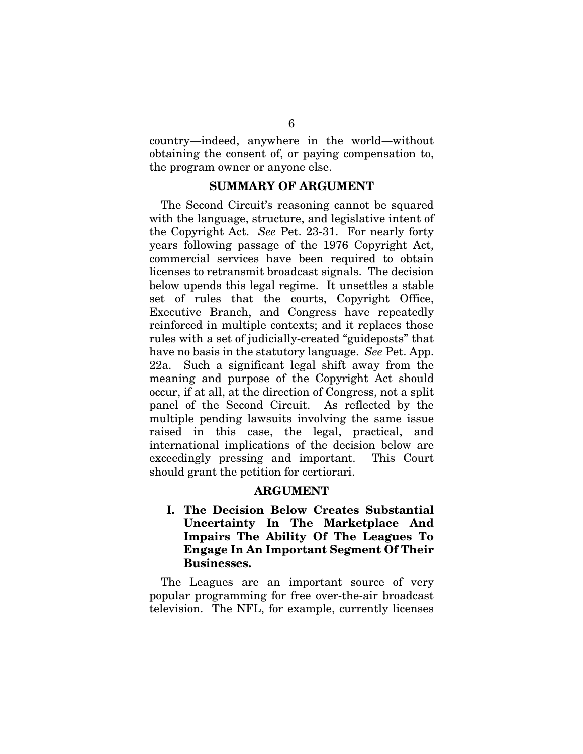country—indeed, anywhere in the world—without obtaining the consent of, or paying compensation to, the program owner or anyone else.

## SUMMARY OF ARGUMENT

The Second Circuit's reasoning cannot be squared with the language, structure, and legislative intent of the Copyright Act. *See* Pet. 23-31. For nearly forty years following passage of the 1976 Copyright Act, commercial services have been required to obtain licenses to retransmit broadcast signals. The decision below upends this legal regime. It unsettles a stable set of rules that the courts, Copyright Office, Executive Branch, and Congress have repeatedly reinforced in multiple contexts; and it replaces those rules with a set of judicially-created "guideposts" that have no basis in the statutory language. *See* Pet. App. 22a. Such a significant legal shift away from the meaning and purpose of the Copyright Act should occur, if at all, at the direction of Congress, not a split panel of the Second Circuit. As reflected by the multiple pending lawsuits involving the same issue raised in this case, the legal, practical, and international implications of the decision below are exceedingly pressing and important. This Court should grant the petition for certiorari.

## ARGUMENT

### I. The Decision Below Creates Substantial Uncertainty In The Marketplace And Impairs The Ability Of The Leagues To Engage In An Important Segment Of Their Businesses.

The Leagues are an important source of very popular programming for free over-the-air broadcast television. The NFL, for example, currently licenses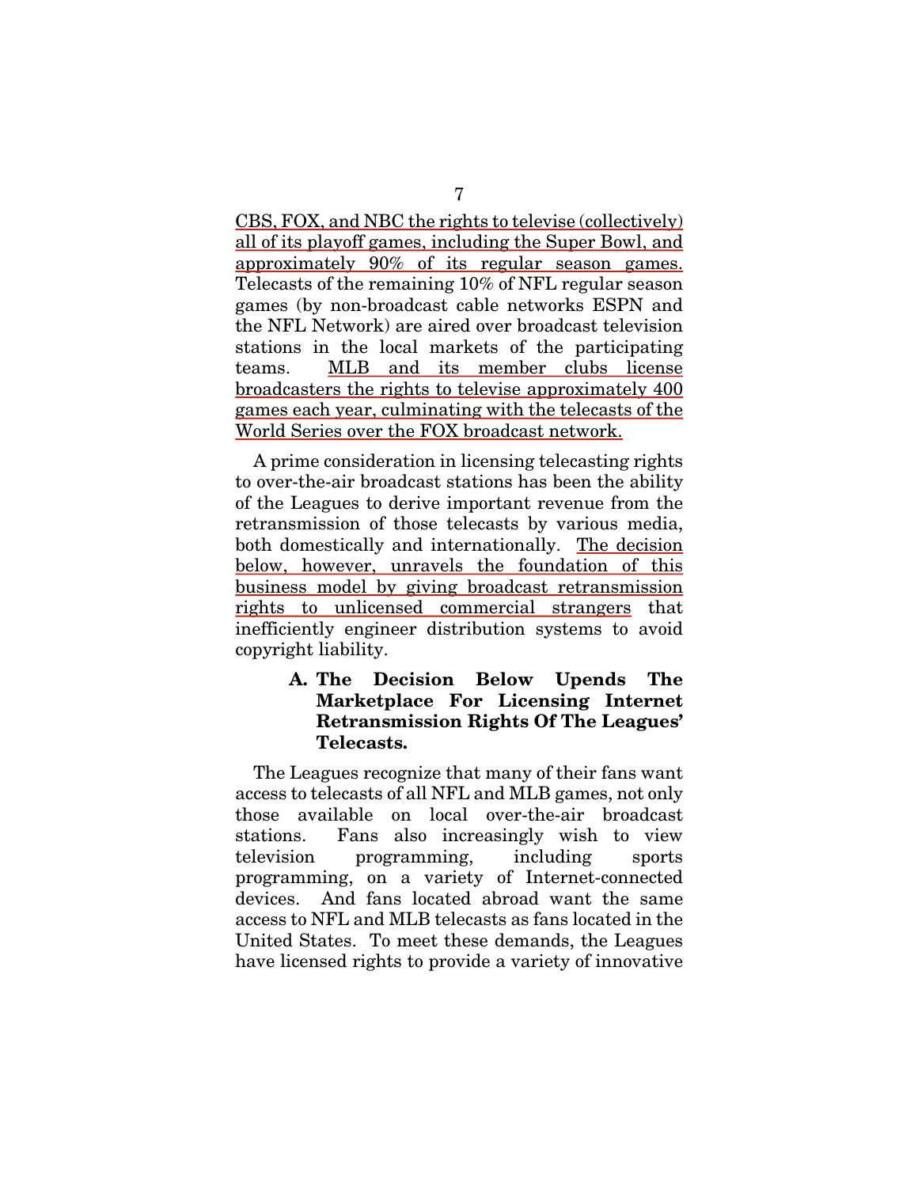CBS, FOX, and NBC the rights to televise (collectively) all of its playoff games, including the Super Bowl, and approximately 90% of its regular season games. Telecasts of the remaining 10% of NFL regular season games (by non-broadcast cable networks ESPN and the NFL Network) are aired over broadcast television stations in the local markets of the participating teams. MLB and its member clubs license broadcasters the rights to televise approximately 400 games each year, culminating with the telecasts of the World Series over the FOX broadcast network.

A prime consideration in licensing telecasting rights to over-the-air broadcast stations has been the ability of the Leagues to derive important revenue from the retransmission of those telecasts by various media, both domestically and internationally. The decision below, however, unravels the foundation of this business model by giving broadcast retransmission rights to unlicensed commercial strangers that inefficiently engineer distribution systems to avoid copyright liability.

### A. The Decision Below Upends The Marketplace For Licensing Internet Retransmission Rights Of The Leagues' Telecasts.

The Leagues recognize that many of their fans want access to telecasts of all NFL and MLB games, not only those available on local over-the-air broadcast stations. Fans also increasingly wish to view television programming, including sports programming, on a variety of Internet-connected devices. And fans located abroad want the same access to NFL and MLB telecasts as fans located in the United States. To meet these demands, the Leagues have licensed rights to provide a variety of innovative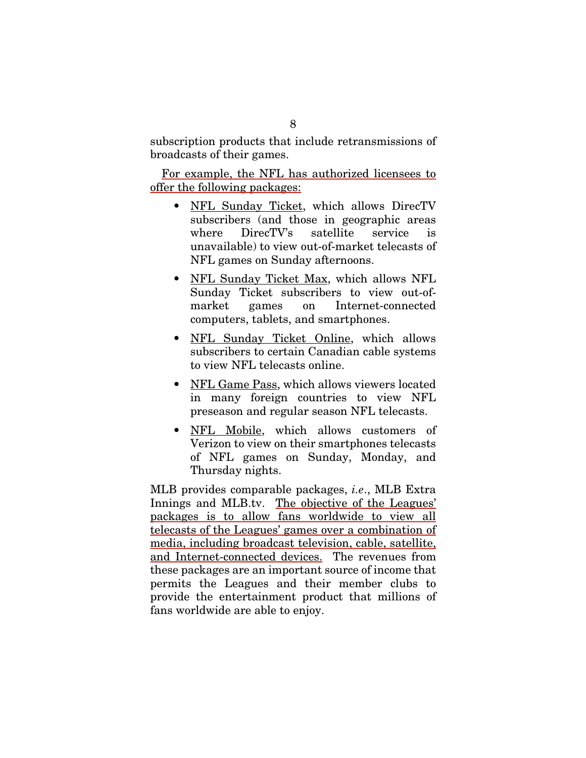subscription products that include retransmissions of broadcasts of their games.

For example, the NFL has authorized licensees to offer the following packages:

- NFL Sunday Ticket, which allows DirecTV subscribers (and those in geographic areas where DirecTV's satellite service is unavailable) to view out-of-market telecasts of NFL games on Sunday afternoons.
- NFL Sunday Ticket Max, which allows NFL Sunday Ticket subscribers to view out-of-market games on Internet-connected computers, tablets, and smartphones.
- NFL Sunday Ticket Online, which allows subscribers to certain Canadian cable systems to view NFL telecasts online.
- NFL Game Pass, which allows viewers located in many foreign countries to view NFL preseason and regular season NFL telecasts.
- NFL Mobile, which allows customers of Verizon to view on their smartphones telecasts of NFL games on Sunday, Monday, and Thursday nights.

MLB provides comparable packages, *i.e.*, MLB Extra Innings and MLB.tv. The objective of the Leagues' packages is to allow fans worldwide to view all telecasts of the Leagues' games over a combination of media, including broadcast television, cable, satellite, and Internet-connected devices. The revenues from these packages are an important source of income that permits the Leagues and their member clubs to provide the entertainment product that millions of fans worldwide are able to enjoy.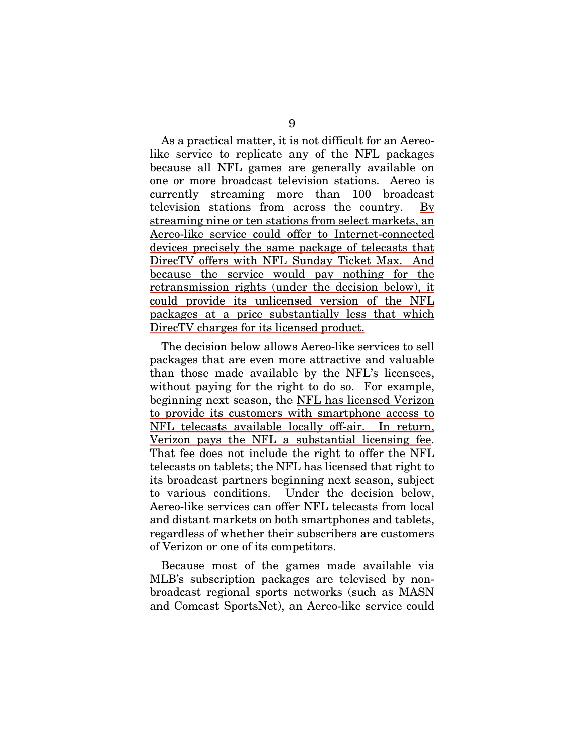As a practical matter, it is not difficult for an Aereo-like service to replicate any of the NFL packages because all NFL games are generally available on one or more broadcast television stations. Aereo is currently streaming more than 100 broadcast television stations from across the country. By streaming nine or ten stations from select markets, an Aereo-like service could offer to Internet-connected devices precisely the same package of telecasts that DirecTV offers with NFL Sunday Ticket Max. And because the service would pay nothing for the retransmission rights (under the decision below), it could provide its unlicensed version of the NFL packages at a price substantially less that which DirecTV charges for its licensed product.

The decision below allows Aereo-like services to sell packages that are even more attractive and valuable than those made available by the NFL's licensees, without paying for the right to do so. For example, beginning next season, the NFL has licensed Verizon to provide its customers with smartphone access to NFL telecasts available locally off-air. In return, Verizon pays the NFL a substantial licensing fee. That fee does not include the right to offer the NFL telecasts on tablets; the NFL has licensed that right to its broadcast partners beginning next season, subject to various conditions. Under the decision below, Aereo-like services can offer NFL telecasts from local and distant markets on both smartphones and tablets, regardless of whether their subscribers are customers of Verizon or one of its competitors.

Because most of the games made available via MLB's subscription packages are televised by non-broadcast regional sports networks (such as MASN and Comcast SportsNet), an Aereo-like service could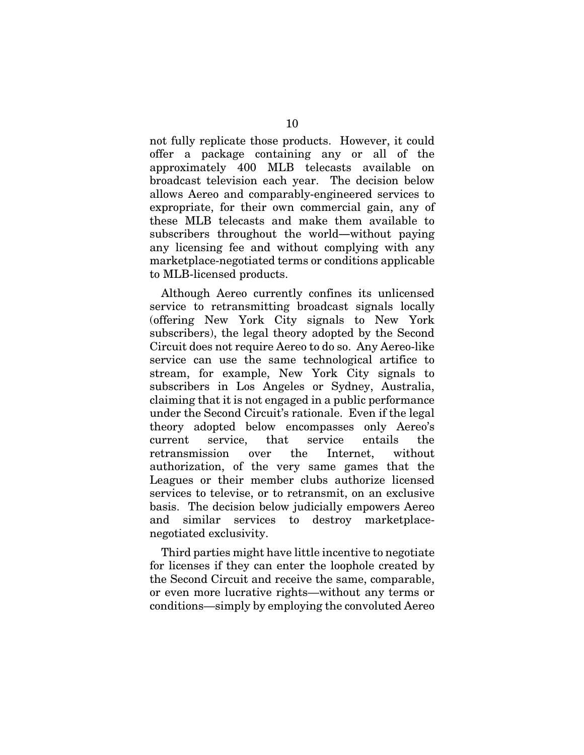not fully replicate those products. However, it could offer a package containing any or all of the approximately 400 MLB telecasts available on broadcast television each year. The decision below allows Aereo and comparably-engineered services to expropriate, for their own commercial gain, any of these MLB telecasts and make them available to subscribers throughout the world—without paying any licensing fee and without complying with any marketplace-negotiated terms or conditions applicable to MLB-licensed products.

Although Aereo currently confines its unlicensed service to retransmitting broadcast signals locally (offering New York City signals to New York subscribers), the legal theory adopted by the Second Circuit does not require Aereo to do so. Any Aereo-like service can use the same technological artifice to stream, for example, New York City signals to subscribers in Los Angeles or Sydney, Australia, claiming that it is not engaged in a public performance under the Second Circuit's rationale. Even if the legal theory adopted below encompasses only Aereo's current service, that service entails the retransmission over the Internet, without authorization, of the very same games that the Leagues or their member clubs authorize licensed services to televise, or to retransmit, on an exclusive basis. The decision below judicially empowers Aereo and similar services to destroy marketplace-negotiated exclusivity.

Third parties might have little incentive to negotiate for licenses if they can enter the loophole created by the Second Circuit and receive the same, comparable, or even more lucrative rights—without any terms or conditions—simply by employing the convoluted Aereo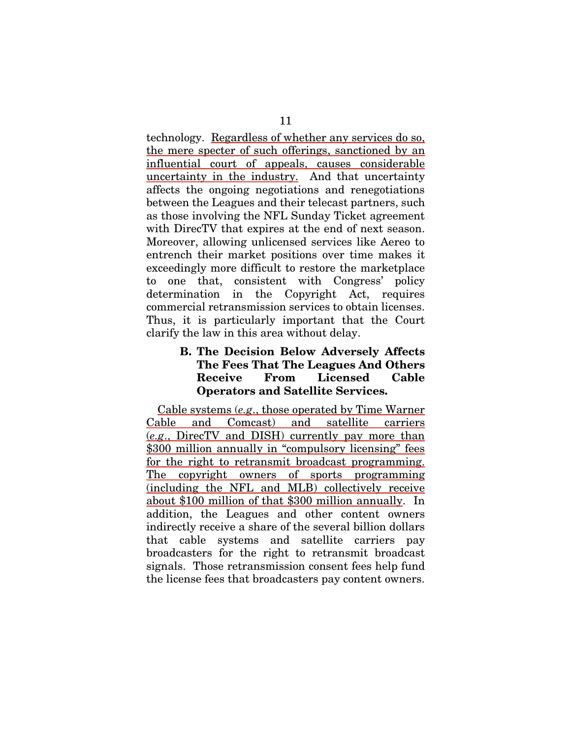technology. Regardless of whether any services do so, the mere specter of such offerings, sanctioned by an influential court of appeals, causes considerable uncertainty in the industry. And that uncertainty affects the ongoing negotiations and renegotiations between the Leagues and their telecast partners, such as those involving the NFL Sunday Ticket agreement with DirecTV that expires at the end of next season. Moreover, allowing unlicensed services like Aereo to entrench their market positions over time makes it exceedingly more difficult to restore the marketplace to one that, consistent with Congress' policy determination in the Copyright Act, requires commercial retransmission services to obtain licenses. Thus, it is particularly important that the Court clarify the law in this area without delay.

### B. The Decision Below Adversely Affects The Fees That The Leagues And Others Receive From Licensed Cable Operators and Satellite Services.

Cable systems (*e.g.*, those operated by Time Warner Cable and Comcast) and satellite carriers (*e.g.*, DirecTV and DISH) currently pay more than $300 million annually in "compulsory licensing" fees for the right to retransmit broadcast programming. The copyright owners of sports programming (including the NFL and MLB) collectively receive about $100 million of that $300 million annually. In addition, the Leagues and other content owners indirectly receive a share of the several billion dollars that cable systems and satellite carriers pay broadcasters for the right to retransmit broadcast signals. Those retransmission consent fees help fund the license fees that broadcasters pay content owners.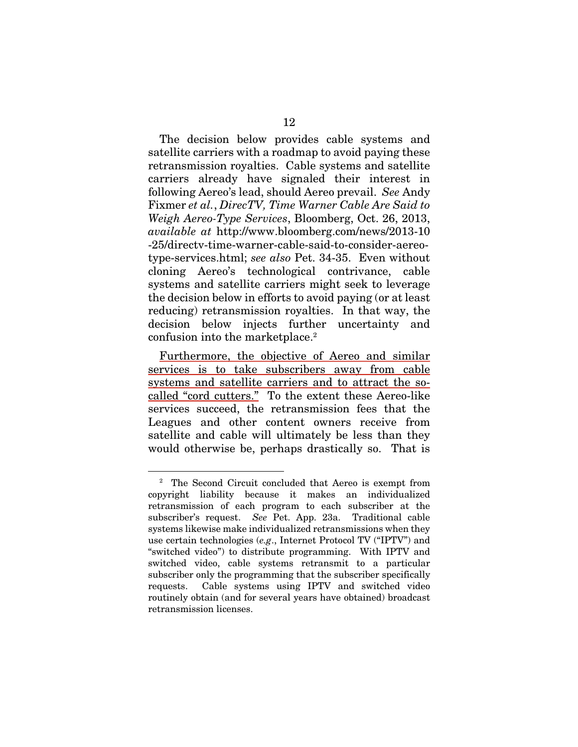The decision below provides cable systems and satellite carriers with a roadmap to avoid paying these retransmission royalties. Cable systems and satellite carriers already have signaled their interest in following Aereo's lead, should Aereo prevail. *See* Andy Fixmer *et al.*, *DirecTV, Time Warner Cable Are Said to Weigh Aereo-Type Services*, Bloomberg, Oct. 26, 2013, *available at* http://www.bloomberg.com/news/2013-10-25/directv-time-warner-cable-said-to-consider-aereo-type-services.html; *see also* Pet. 34-35. Even without cloning Aereo's technological contrivance, cable systems and satellite carriers might seek to leverage the decision below in efforts to avoid paying (or at least reducing) retransmission royalties. In that way, the decision below injects further uncertainty and confusion into the marketplace.[2]

Furthermore, the objective of Aereo and similar services is to take subscribers away from cable systems and satellite carriers and to attract the so-called "cord cutters." To the extent these Aereo-like services succeed, the retransmission fees that the Leagues and other content owners receive from satellite and cable will ultimately be less than they would otherwise be, perhaps drastically so. That is

---

[2] The Second Circuit concluded that Aereo is exempt from copyright liability because it makes an individualized retransmission of each program to each subscriber at the subscriber's request. *See* Pet. App. 23a. Traditional cable systems likewise make individualized retransmissions when they use certain technologies (*e.g.*, Internet Protocol TV ("IPTV") and "switched video") to distribute programming. With IPTV and switched video, cable systems retransmit to a particular subscriber only the programming that the subscriber specifically requests. Cable systems using IPTV and switched video routinely obtain (and for several years have obtained) broadcast retransmission licenses.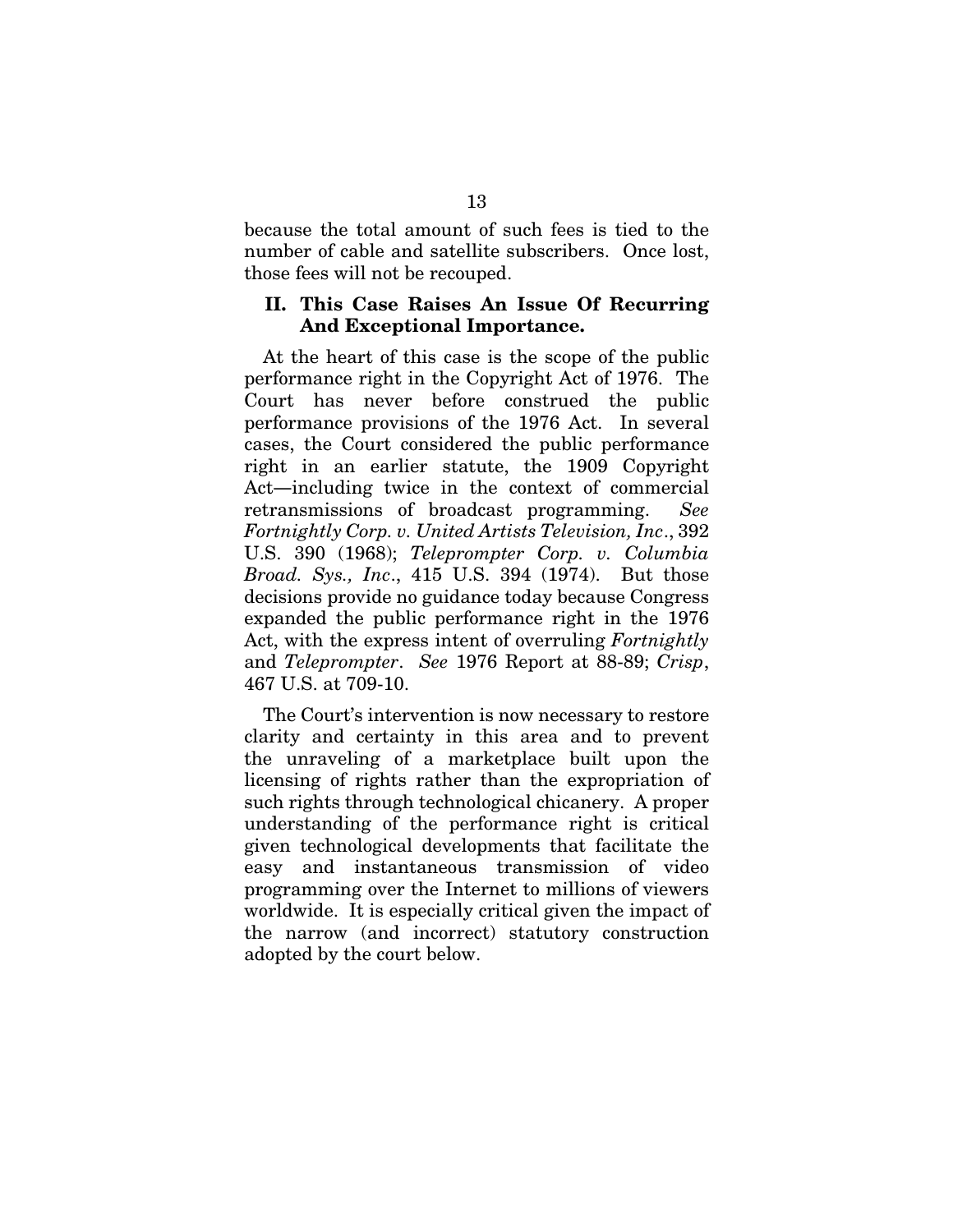because the total amount of such fees is tied to the number of cable and satellite subscribers. Once lost, those fees will not be recouped.

## II. This Case Raises An Issue Of Recurring And Exceptional Importance.

At the heart of this case is the scope of the public performance right in the Copyright Act of 1976. The Court has never before construed the public performance provisions of the 1976 Act. In several cases, the Court considered the public performance right in an earlier statute, the 1909 Copyright Act—including twice in the context of commercial retransmissions of broadcast programming. *See Fortnightly Corp. v. United Artists Television, Inc*., 392 U.S. 390 (1968); *Teleprompter Corp. v. Columbia Broad. Sys., Inc*., 415 U.S. 394 (1974). But those decisions provide no guidance today because Congress expanded the public performance right in the 1976 Act, with the express intent of overruling *Fortnightly* and *Teleprompter*. *See* 1976 Report at 88-89; *Crisp*, 467 U.S. at 709-10.

The Court's intervention is now necessary to restore clarity and certainty in this area and to prevent the unraveling of a marketplace built upon the licensing of rights rather than the expropriation of such rights through technological chicanery. A proper understanding of the performance right is critical given technological developments that facilitate the easy and instantaneous transmission of video programming over the Internet to millions of viewers worldwide. It is especially critical given the impact of the narrow (and incorrect) statutory construction adopted by the court below.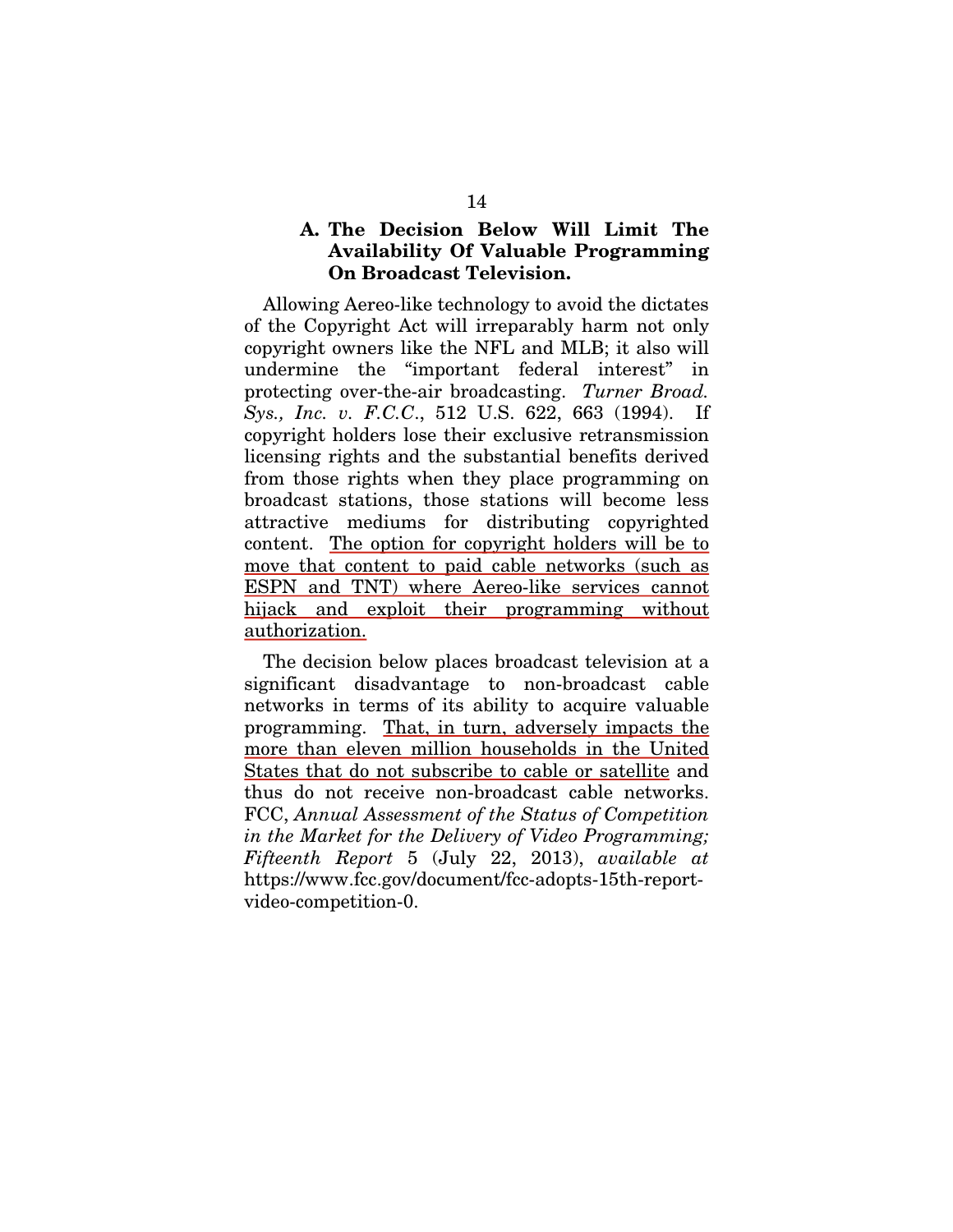### A. The Decision Below Will Limit The Availability Of Valuable Programming On Broadcast Television.

Allowing Aereo-like technology to avoid the dictates of the Copyright Act will irreparably harm not only copyright owners like the NFL and MLB; it also will undermine the "important federal interest" in protecting over-the-air broadcasting. *Turner Broad. Sys., Inc. v. F.C.C.*, 512 U.S. 622, 663 (1994). If copyright holders lose their exclusive retransmission licensing rights and the substantial benefits derived from those rights when they place programming on broadcast stations, those stations will become less attractive mediums for distributing copyrighted content. The option for copyright holders will be to move that content to paid cable networks (such as ESPN and TNT) where Aereo-like services cannot hijack and exploit their programming without authorization.

The decision below places broadcast television at a significant disadvantage to non-broadcast cable networks in terms of its ability to acquire valuable programming. That, in turn, adversely impacts the more than eleven million households in the United States that do not subscribe to cable or satellite and thus do not receive non-broadcast cable networks. FCC, *Annual Assessment of the Status of Competition in the Market for the Delivery of Video Programming; Fifteenth Report* 5 (July 22, 2013), *available at* https://www.fcc.gov/document/fcc-adopts-15th-report-video-competition-0.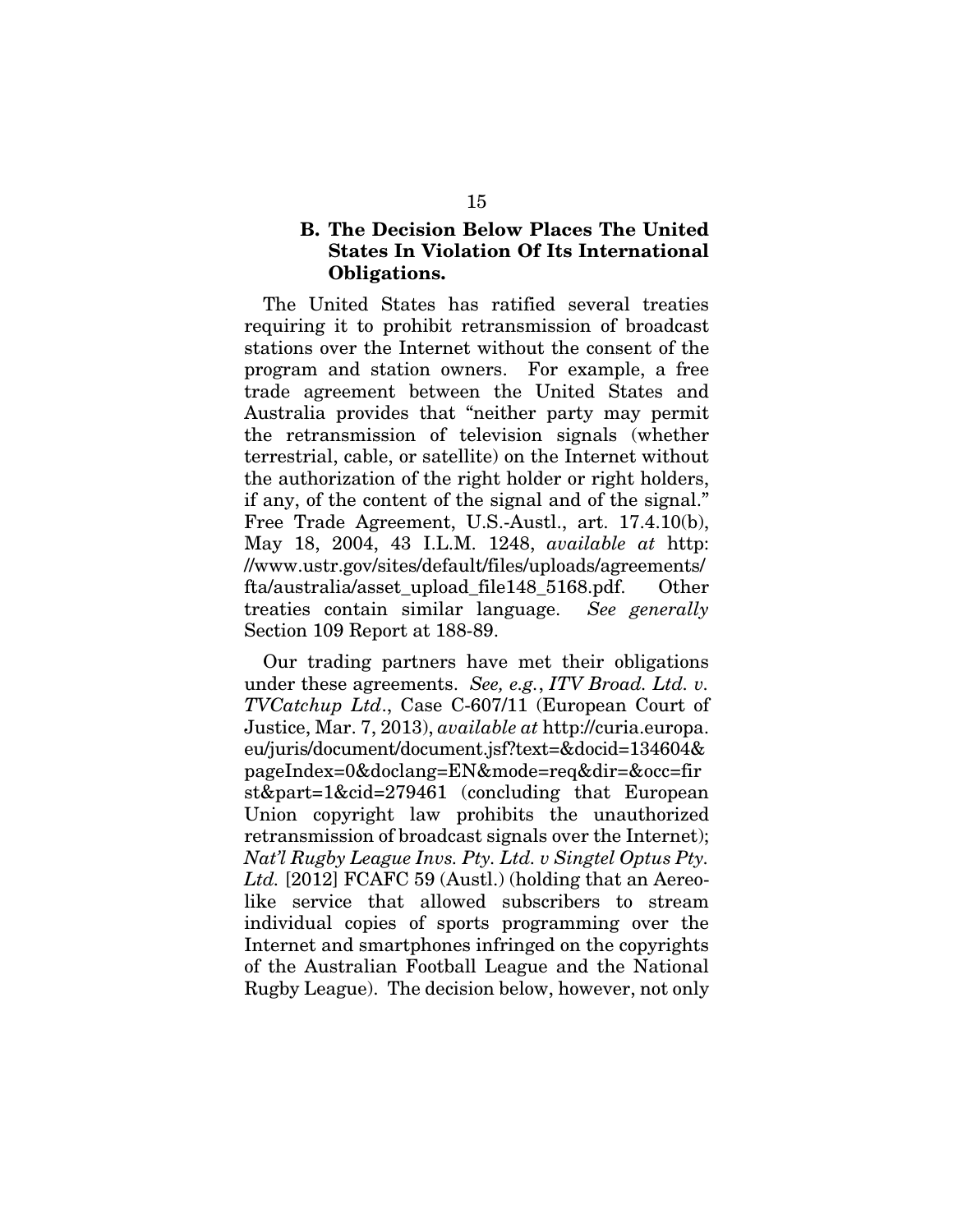### B. The Decision Below Places The United States In Violation Of Its International Obligations.

The United States has ratified several treaties requiring it to prohibit retransmission of broadcast stations over the Internet without the consent of the program and station owners. For example, a free trade agreement between the United States and Australia provides that "neither party may permit the retransmission of television signals (whether terrestrial, cable, or satellite) on the Internet without the authorization of the right holder or right holders, if any, of the content of the signal and of the signal." Free Trade Agreement, U.S.-Austl., art. 17.4.10(b), May 18, 2004, 43 I.L.M. 1248, *available at* http://www.ustr.gov/sites/default/files/uploads/agreements/fta/australia/asset_upload_file148_5168.pdf. Other treaties contain similar language. *See generally* Section 109 Report at 188-89.

Our trading partners have met their obligations under these agreements. *See, e.g.*, *ITV Broad. Ltd. v. TVCatchup Ltd*., Case C-607/11 (European Court of Justice, Mar. 7, 2013), *available at* http://curia.europa.eu/juris/document/document.jsf?text=&docid=134604&pageIndex=0&doclang=EN&mode=req&dir=&occ=first&part=1&cid=279461 (concluding that European Union copyright law prohibits the unauthorized retransmission of broadcast signals over the Internet); *Nat'l Rugby League Invs. Pty. Ltd. v Singtel Optus Pty. Ltd.* [2012] FCAFC 59 (Austl.) (holding that an Aereo-like service that allowed subscribers to stream individual copies of sports programming over the Internet and smartphones infringed on the copyrights of the Australian Football League and the National Rugby League). The decision below, however, not only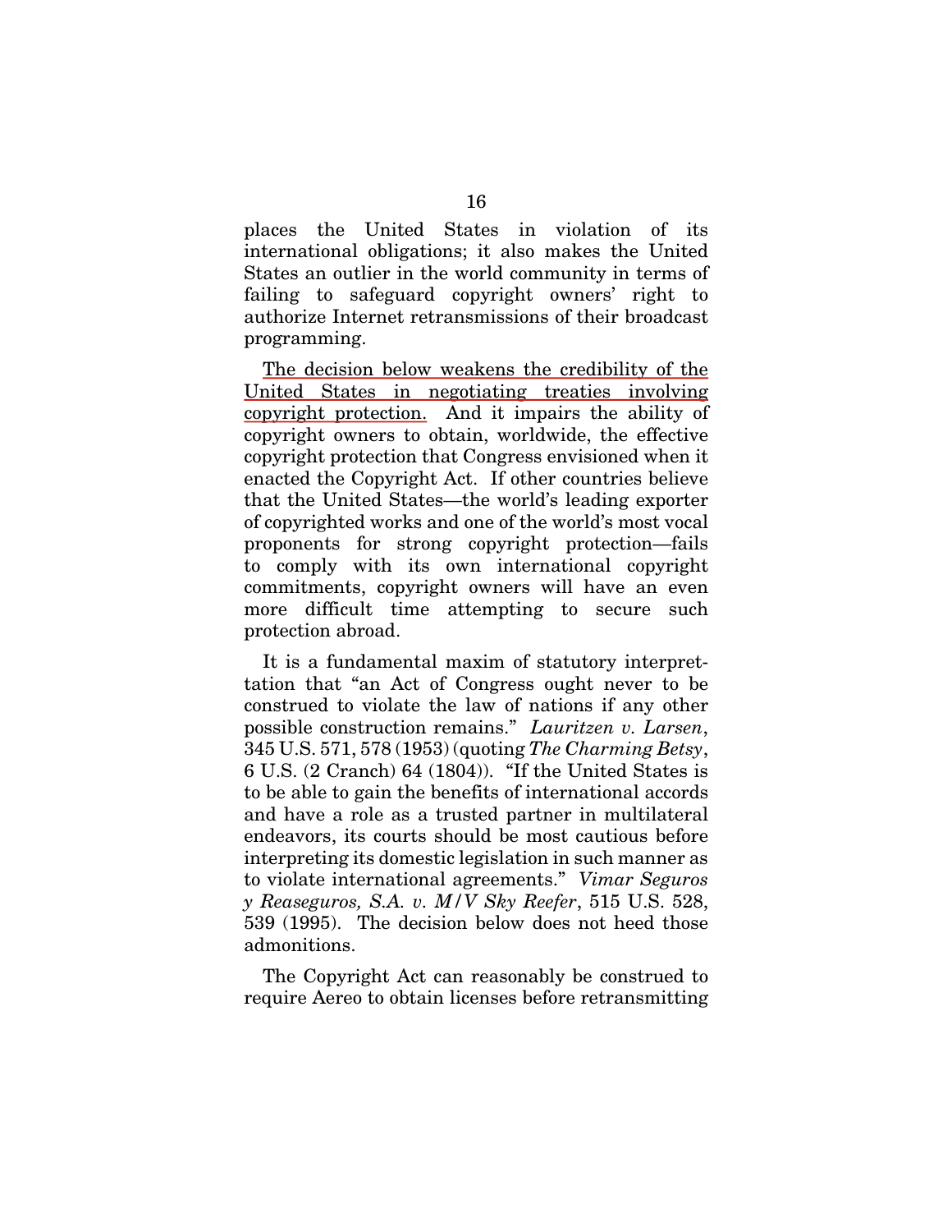places the United States in violation of its international obligations; it also makes the United States an outlier in the world community in terms of failing to safeguard copyright owners' right to authorize Internet retransmissions of their broadcast programming.

The decision below weakens the credibility of the United States in negotiating treaties involving copyright protection. And it impairs the ability of copyright owners to obtain, worldwide, the effective copyright protection that Congress envisioned when it enacted the Copyright Act. If other countries believe that the United States—the world's leading exporter of copyrighted works and one of the world's most vocal proponents for strong copyright protection—fails to comply with its own international copyright commitments, copyright owners will have an even more difficult time attempting to secure such protection abroad.

It is a fundamental maxim of statutory interprettation that "an Act of Congress ought never to be construed to violate the law of nations if any other possible construction remains." *Lauritzen v. Larsen*, 345 U.S. 571, 578 (1953) (quoting *The Charming Betsy*, 6 U.S. (2 Cranch) 64 (1804)). "If the United States is to be able to gain the benefits of international accords and have a role as a trusted partner in multilateral endeavors, its courts should be most cautious before interpreting its domestic legislation in such manner as to violate international agreements." *Vimar Seguros y Reaseguros, S.A. v. M/V Sky Reefer*, 515 U.S. 528, 539 (1995). The decision below does not heed those admonitions.

The Copyright Act can reasonably be construed to require Aereo to obtain licenses before retransmitting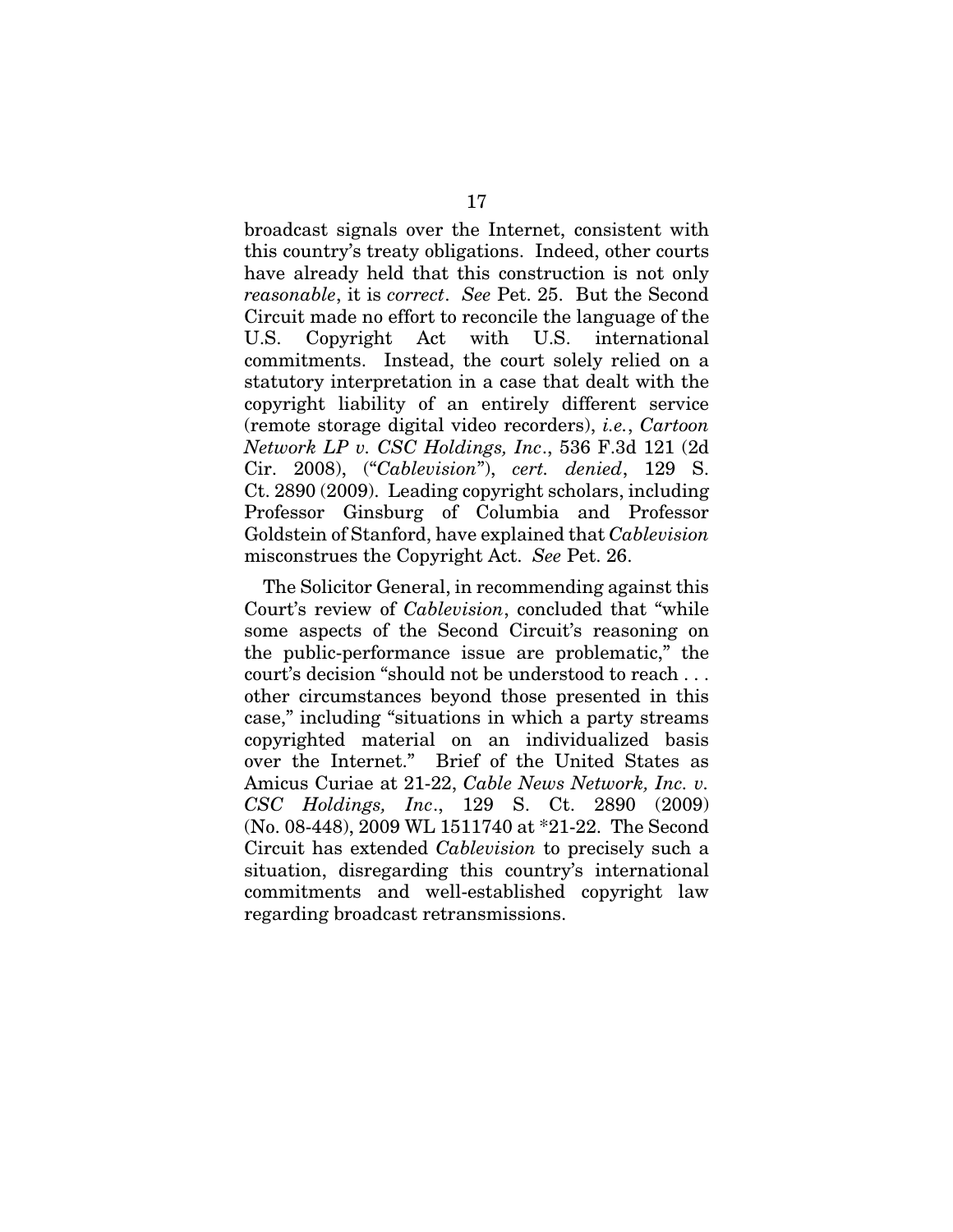broadcast signals over the Internet, consistent with this country's treaty obligations. Indeed, other courts have already held that this construction is not only *reasonable*, it is *correct*. *See* Pet. 25. But the Second Circuit made no effort to reconcile the language of the U.S. Copyright Act with U.S. international commitments. Instead, the court solely relied on a statutory interpretation in a case that dealt with the copyright liability of an entirely different service (remote storage digital video recorders), *i.e.*, *Cartoon Network LP v. CSC Holdings, Inc*., 536 F.3d 121 (2d Cir. 2008), ("*Cablevision*"), *cert. denied*, 129 S. Ct. 2890 (2009). Leading copyright scholars, including Professor Ginsburg of Columbia and Professor Goldstein of Stanford, have explained that *Cablevision* misconstrues the Copyright Act. *See* Pet. 26.

The Solicitor General, in recommending against this Court's review of *Cablevision*, concluded that "while some aspects of the Second Circuit's reasoning on the public-performance issue are problematic," the court's decision "should not be understood to reach . . . other circumstances beyond those presented in this case," including "situations in which a party streams copyrighted material on an individualized basis over the Internet." Brief of the United States as Amicus Curiae at 21-22, *Cable News Network, Inc. v. CSC Holdings, Inc*., 129 S. Ct. 2890 (2009) (No. 08-448), 2009 WL 1511740 at *21-22. The Second Circuit has extended *Cablevision* to precisely such a situation, disregarding this country's international commitments and well-established copyright law regarding broadcast retransmissions.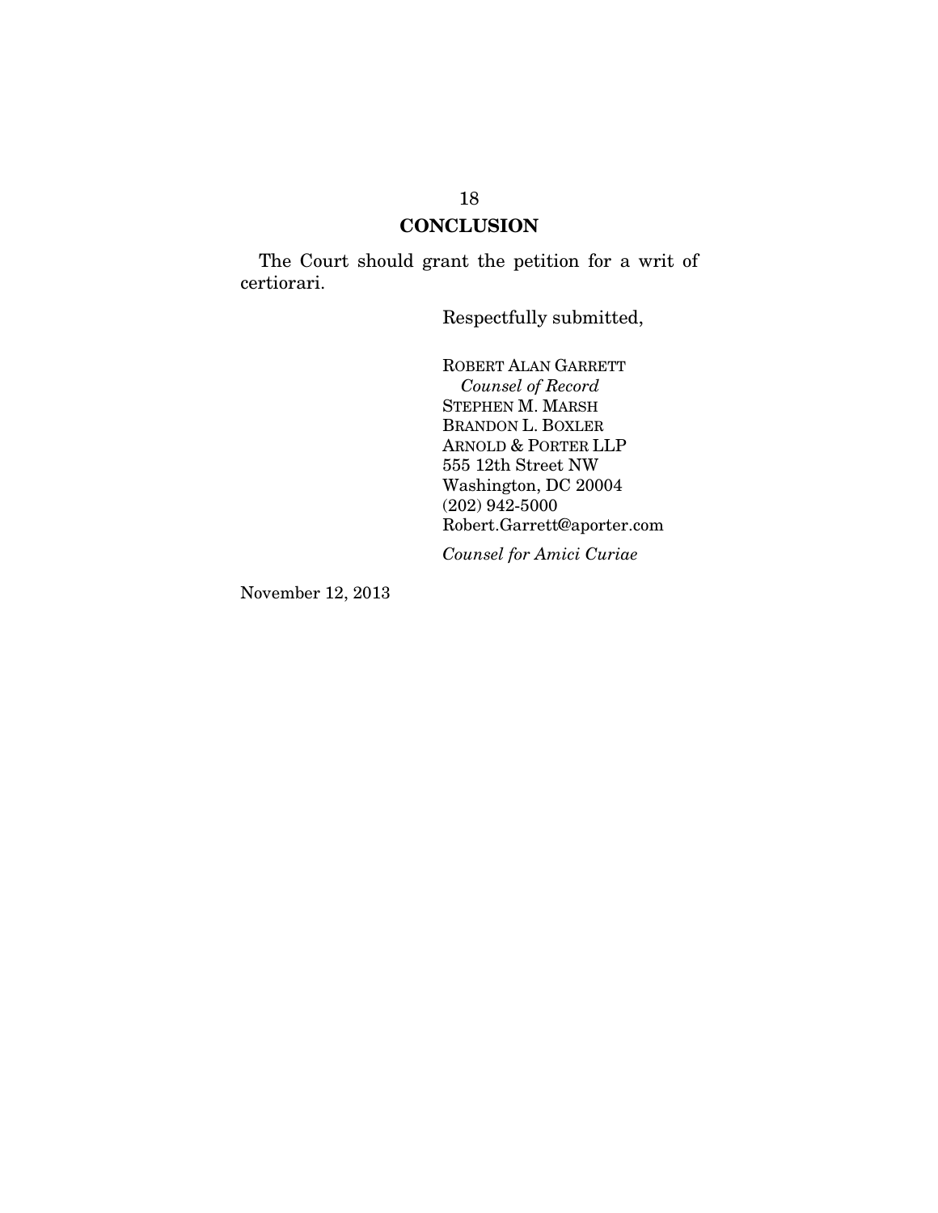## CONCLUSION

The Court should grant the petition for a writ of certiorari.

Respectfully submitted,

ROBERT ALAN GARRETT
*Counsel of Record*
STEPHEN M. MARSH
BRANDON L. BOXLER
ARNOLD & PORTER LLP
555 12th Street NW
Washington, DC 20004
(202) 942-5000
Robert.Garrett@aporter.com

*Counsel for Amici Curiae*

November 12, 2013